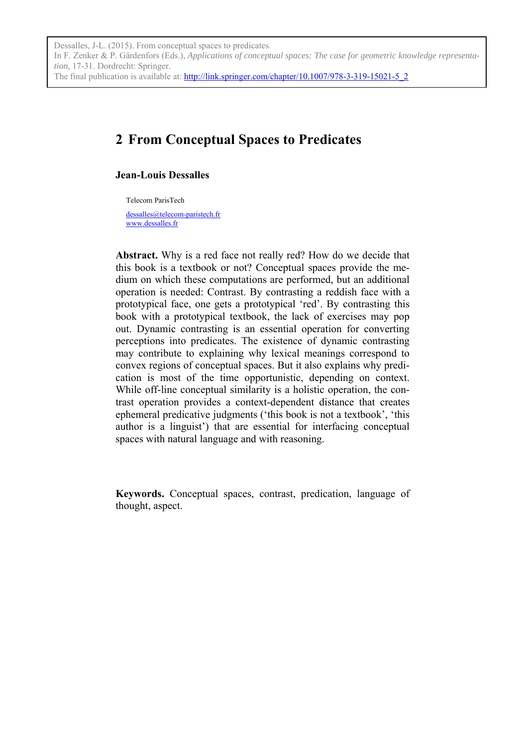Dessalles, J-L. (2015). From conceptual spaces to predicates.
In F. Zenker & P. Gärdenfors (Eds.), *Applications of conceptual spaces: The case for geometric knowledge representation*, 17-31. Dordrecht: Springer.
The final publication is available at: http://link.springer.com/chapter/10.1007/978-3-319-15021-5_2

# 2 From Conceptual Spaces to Predicates

**Jean-Louis Dessalles**

Telecom ParisTech

dessalles@telecom-paristech.fr
www.dessalles.fr

**Abstract.** Why is a red face not really red? How do we decide that this book is a textbook or not? Conceptual spaces provide the medium on which these computations are performed, but an additional operation is needed: Contrast. By contrasting a reddish face with a prototypical face, one gets a prototypical 'red'. By contrasting this book with a prototypical textbook, the lack of exercises may pop out. Dynamic contrasting is an essential operation for converting perceptions into predicates. The existence of dynamic contrasting may contribute to explaining why lexical meanings correspond to convex regions of conceptual spaces. But it also explains why predication is most of the time opportunistic, depending on context. While off-line conceptual similarity is a holistic operation, the contrast operation provides a context-dependent distance that creates ephemeral predicative judgments ('this book is not a textbook', 'this author is a linguist') that are essential for interfacing conceptual spaces with natural language and with reasoning.

**Keywords.** Conceptual spaces, contrast, predication, language of thought, aspect.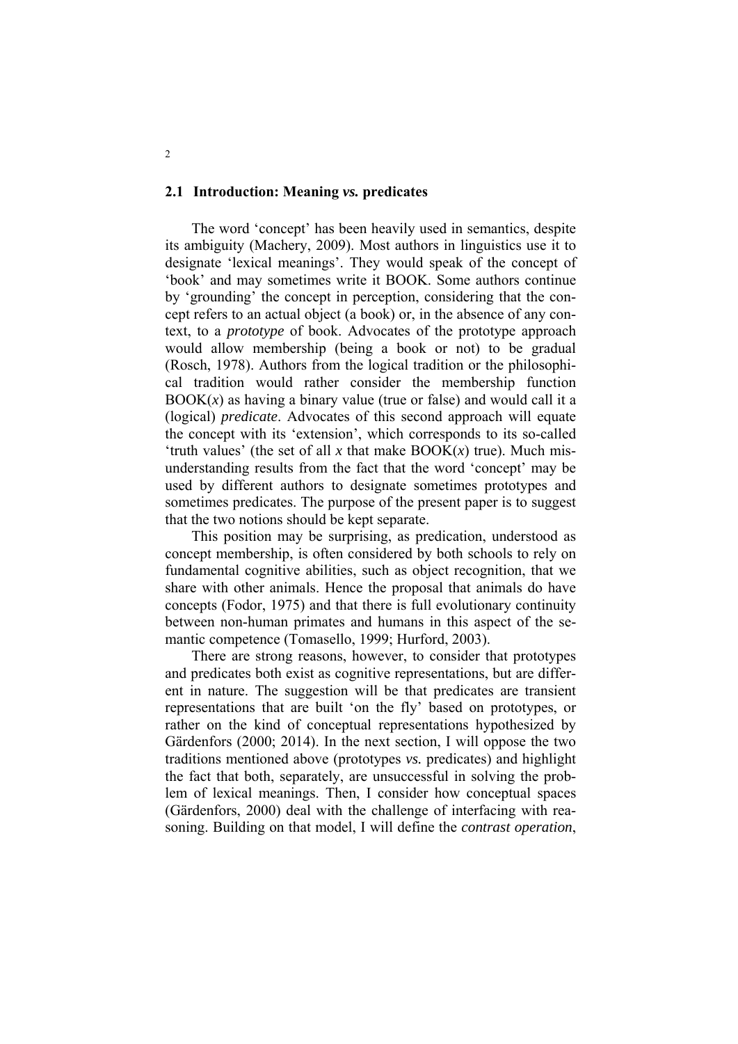## 2.1 Introduction: Meaning *vs.* predicates

The word 'concept' has been heavily used in semantics, despite its ambiguity (Machery, 2009). Most authors in linguistics use it to designate 'lexical meanings'. They would speak of the concept of 'book' and may sometimes write it BOOK. Some authors continue by 'grounding' the concept in perception, considering that the concept refers to an actual object (a book) or, in the absence of any context, to a *prototype* of book. Advocates of the prototype approach would allow membership (being a book or not) to be gradual (Rosch, 1978). Authors from the logical tradition or the philosophical tradition would rather consider the membership function BOOK($x$) as having a binary value (true or false) and would call it a (logical) *predicate*. Advocates of this second approach will equate the concept with its 'extension', which corresponds to its so-called 'truth values' (the set of all $x$ that make BOOK($x$) true). Much misunderstanding results from the fact that the word 'concept' may be used by different authors to designate sometimes prototypes and sometimes predicates. The purpose of the present paper is to suggest that the two notions should be kept separate.

This position may be surprising, as predication, understood as concept membership, is often considered by both schools to rely on fundamental cognitive abilities, such as object recognition, that we share with other animals. Hence the proposal that animals do have concepts (Fodor, 1975) and that there is full evolutionary continuity between non-human primates and humans in this aspect of the semantic competence (Tomasello, 1999; Hurford, 2003).

There are strong reasons, however, to consider that prototypes and predicates both exist as cognitive representations, but are different in nature. The suggestion will be that predicates are transient representations that are built 'on the fly' based on prototypes, or rather on the kind of conceptual representations hypothesized by Gärdenfors (2000; 2014). In the next section, I will oppose the two traditions mentioned above (prototypes *vs.* predicates) and highlight the fact that both, separately, are unsuccessful in solving the problem of lexical meanings. Then, I consider how conceptual spaces (Gärdenfors, 2000) deal with the challenge of interfacing with reasoning. Building on that model, I will define the *contrast operation*,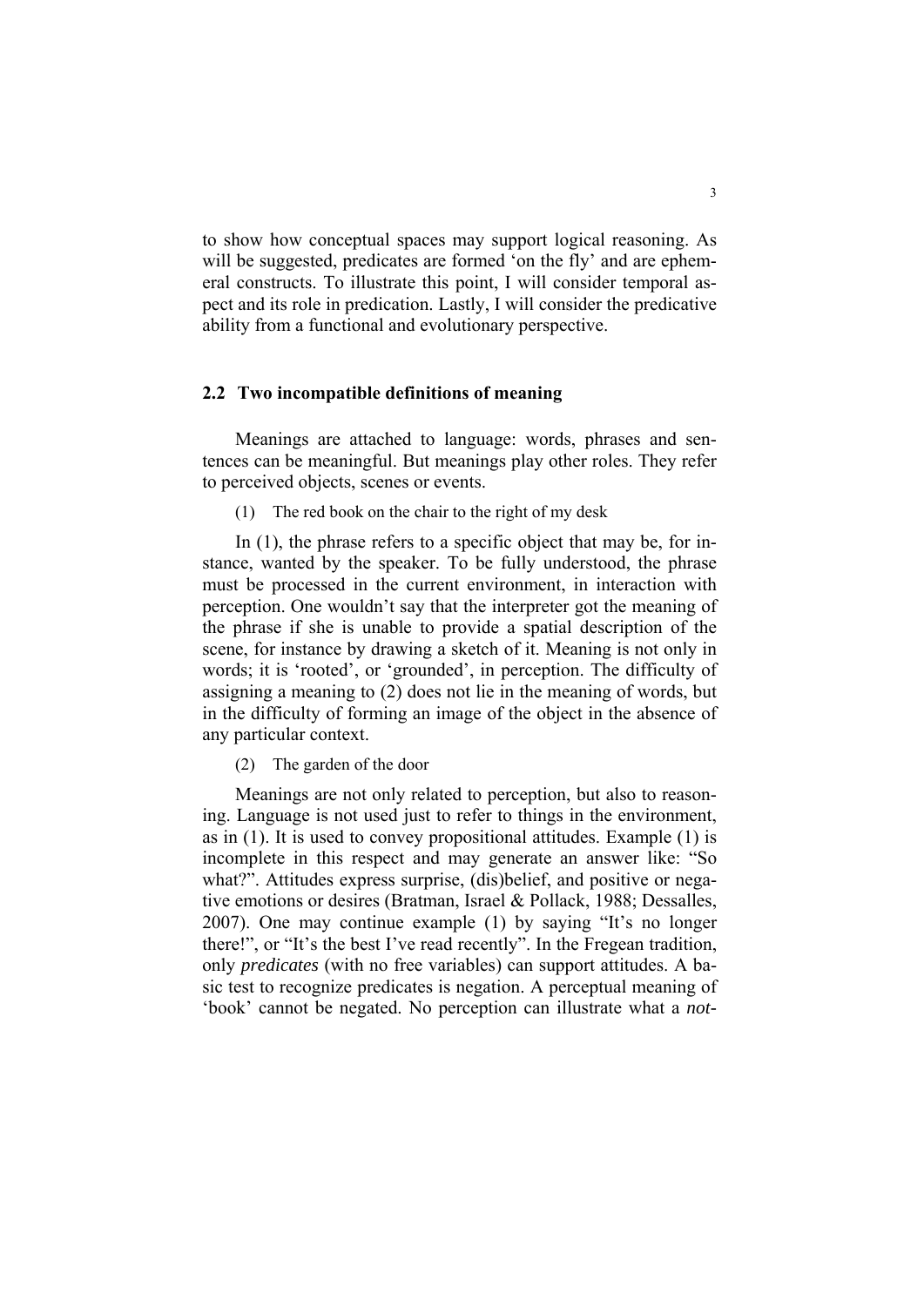to show how conceptual spaces may support logical reasoning. As will be suggested, predicates are formed 'on the fly' and are ephemeral constructs. To illustrate this point, I will consider temporal aspect and its role in predication. Lastly, I will consider the predicative ability from a functional and evolutionary perspective.

## 2.2 Two incompatible definitions of meaning

Meanings are attached to language: words, phrases and sentences can be meaningful. But meanings play other roles. They refer to perceived objects, scenes or events.

(1) The red book on the chair to the right of my desk

In (1), the phrase refers to a specific object that may be, for instance, wanted by the speaker. To be fully understood, the phrase must be processed in the current environment, in interaction with perception. One wouldn't say that the interpreter got the meaning of the phrase if she is unable to provide a spatial description of the scene, for instance by drawing a sketch of it. Meaning is not only in words; it is 'rooted', or 'grounded', in perception. The difficulty of assigning a meaning to (2) does not lie in the meaning of words, but in the difficulty of forming an image of the object in the absence of any particular context.

(2) The garden of the door

Meanings are not only related to perception, but also to reasoning. Language is not used just to refer to things in the environment, as in (1). It is used to convey propositional attitudes. Example (1) is incomplete in this respect and may generate an answer like: "So what?". Attitudes express surprise, (dis)belief, and positive or negative emotions or desires (Bratman, Israel & Pollack, 1988; Dessalles, 2007). One may continue example (1) by saying "It's no longer there!", or "It's the best I've read recently". In the Fregean tradition, only *predicates* (with no free variables) can support attitudes. A basic test to recognize predicates is negation. A perceptual meaning of 'book' cannot be negated. No perception can illustrate what a *not-*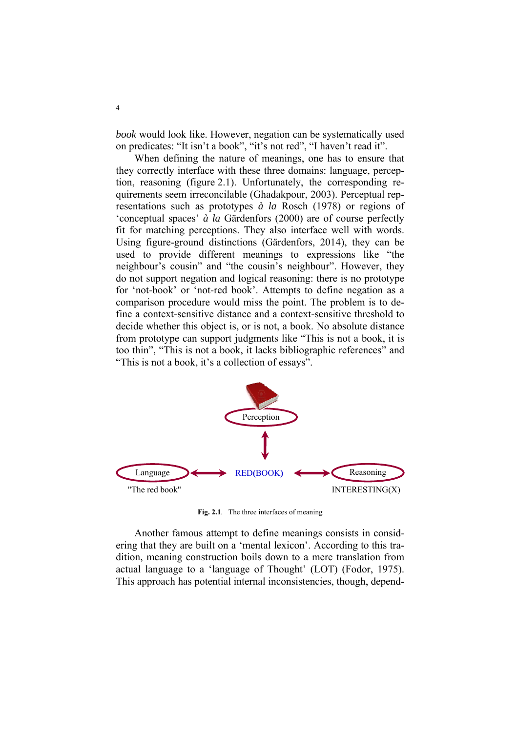*book* would look like. However, negation can be systematically used on predicates: "It isn't a book", "it's not red", "I haven't read it".

When defining the nature of meanings, one has to ensure that they correctly interface with these three domains: language, perception, reasoning (figure 2.1). Unfortunately, the corresponding requirements seem irreconcilable (Ghadakpour, 2003). Perceptual representations such as prototypes *à la* Rosch (1978) or regions of 'conceptual spaces' *à la* Gärdenfors (2000) are of course perfectly fit for matching perceptions. They also interface well with words. Using figure-ground distinctions (Gärdenfors, 2014), they can be used to provide different meanings to expressions like "the neighbour's cousin" and "the cousin's neighbour". However, they do not support negation and logical reasoning: there is no prototype for 'not-book' or 'not-red book'. Attempts to define negation as a comparison procedure would miss the point. The problem is to define a context-sensitive distance and a context-sensitive threshold to decide whether this object is, or is not, a book. No absolute distance from prototype can support judgments like "This is not a book, it is too thin", "This is not a book, it lacks bibliographic references" and "This is not a book, it's a collection of essays".

Perception

Language ⟷ RED(BOOK) ⟷ Reasoning

"The red book" INTERESTING(X)

**Fig. 2.1**. The three interfaces of meaning

Another famous attempt to define meanings consists in considering that they are built on a 'mental lexicon'. According to this tradition, meaning construction boils down to a mere translation from actual language to a 'language of Thought' (LOT) (Fodor, 1975). This approach has potential internal inconsistencies, though, depend-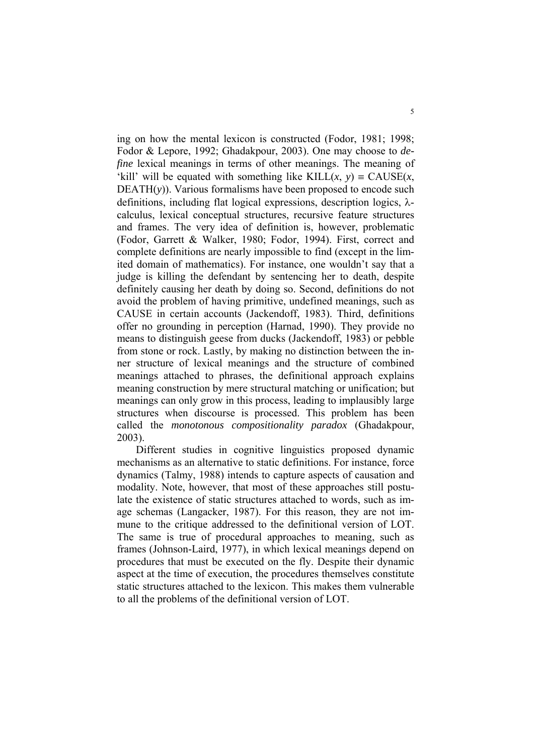ing on how the mental lexicon is constructed (Fodor, 1981; 1998; Fodor & Lepore, 1992; Ghadakpour, 2003). One may choose to *define* lexical meanings in terms of other meanings. The meaning of 'kill' will be equated with something like $\text{KILL}(x, y) \equiv \text{CAUSE}(x, \text{DEATH}(y))$. Various formalisms have been proposed to encode such definitions, including flat logical expressions, description logics, λ-calculus, lexical conceptual structures, recursive feature structures and frames. The very idea of definition is, however, problematic (Fodor, Garrett & Walker, 1980; Fodor, 1994). First, correct and complete definitions are nearly impossible to find (except in the limited domain of mathematics). For instance, one wouldn't say that a judge is killing the defendant by sentencing her to death, despite definitely causing her death by doing so. Second, definitions do not avoid the problem of having primitive, undefined meanings, such as CAUSE in certain accounts (Jackendoff, 1983). Third, definitions offer no grounding in perception (Harnad, 1990). They provide no means to distinguish geese from ducks (Jackendoff, 1983) or pebble from stone or rock. Lastly, by making no distinction between the inner structure of lexical meanings and the structure of combined meanings attached to phrases, the definitional approach explains meaning construction by mere structural matching or unification; but meanings can only grow in this process, leading to implausibly large structures when discourse is processed. This problem has been called the *monotonous compositionality paradox* (Ghadakpour, 2003).

Different studies in cognitive linguistics proposed dynamic mechanisms as an alternative to static definitions. For instance, force dynamics (Talmy, 1988) intends to capture aspects of causation and modality. Note, however, that most of these approaches still postulate the existence of static structures attached to words, such as image schemas (Langacker, 1987). For this reason, they are not immune to the critique addressed to the definitional version of LOT. The same is true of procedural approaches to meaning, such as frames (Johnson-Laird, 1977), in which lexical meanings depend on procedures that must be executed on the fly. Despite their dynamic aspect at the time of execution, the procedures themselves constitute static structures attached to the lexicon. This makes them vulnerable to all the problems of the definitional version of LOT.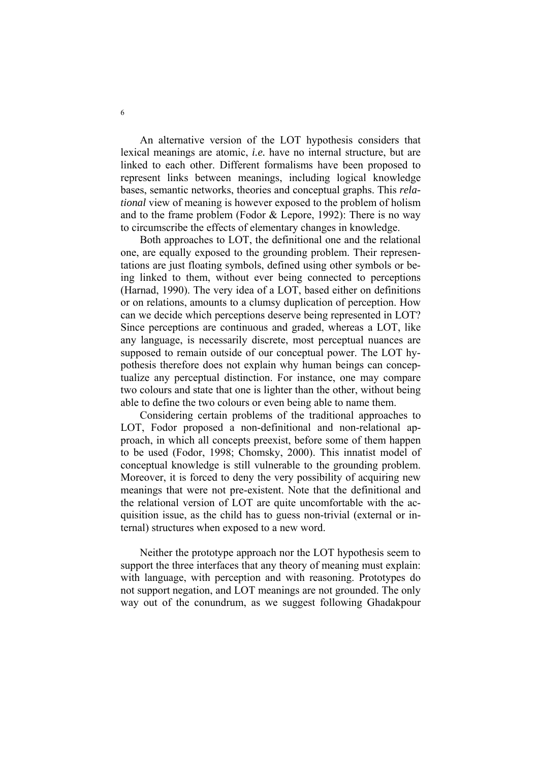An alternative version of the LOT hypothesis considers that lexical meanings are atomic, ***i.e.*** have no internal structure, but are linked to each other. Different formalisms have been proposed to represent links between meanings, including logical knowledge bases, semantic networks, theories and conceptual graphs. This *relational* view of meaning is however exposed to the problem of holism and to the frame problem (Fodor & Lepore, 1992): There is no way to circumscribe the effects of elementary changes in knowledge.

Both approaches to LOT, the definitional one and the relational one, are equally exposed to the grounding problem. Their representations are just floating symbols, defined using other symbols or being linked to them, without ever being connected to perceptions (Harnad, 1990). The very idea of a LOT, based either on definitions or on relations, amounts to a clumsy duplication of perception. How can we decide which perceptions deserve being represented in LOT? Since perceptions are continuous and graded, whereas a LOT, like any language, is necessarily discrete, most perceptual nuances are supposed to remain outside of our conceptual power. The LOT hypothesis therefore does not explain why human beings can conceptualize any perceptual distinction. For instance, one may compare two colours and state that one is lighter than the other, without being able to define the two colours or even being able to name them.

Considering certain problems of the traditional approaches to LOT, Fodor proposed a non-definitional and non-relational approach, in which all concepts preexist, before some of them happen to be used (Fodor, 1998; Chomsky, 2000). This innatist model of conceptual knowledge is still vulnerable to the grounding problem. Moreover, it is forced to deny the very possibility of acquiring new meanings that were not pre-existent. Note that the definitional and the relational version of LOT are quite uncomfortable with the acquisition issue, as the child has to guess non-trivial (external or internal) structures when exposed to a new word.

Neither the prototype approach nor the LOT hypothesis seem to support the three interfaces that any theory of meaning must explain: with language, with perception and with reasoning. Prototypes do not support negation, and LOT meanings are not grounded. The only way out of the conundrum, as we suggest following Ghadakpour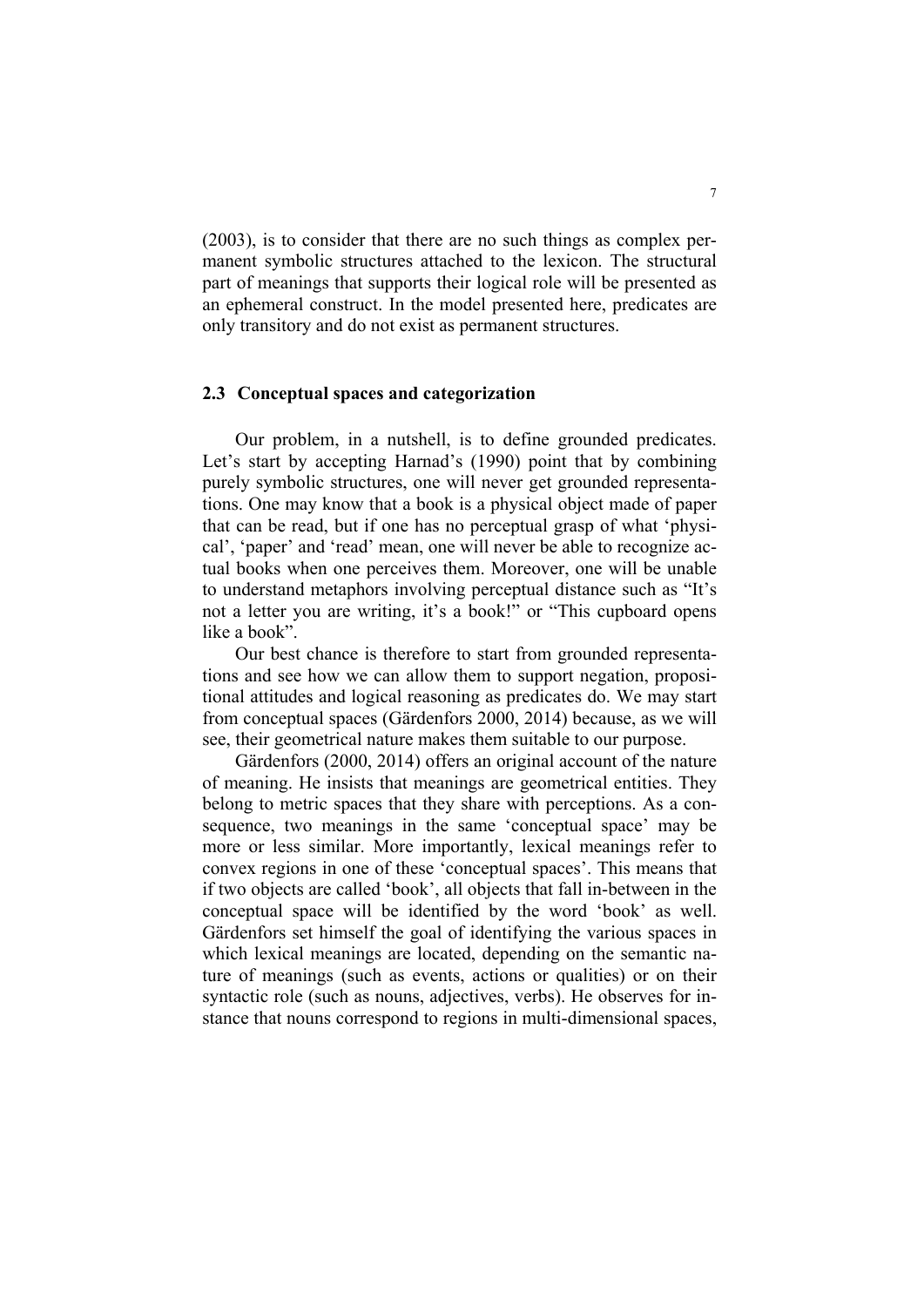(2003), is to consider that there are no such things as complex permanent symbolic structures attached to the lexicon. The structural part of meanings that supports their logical role will be presented as an ephemeral construct. In the model presented here, predicates are only transitory and do not exist as permanent structures.

## 2.3 Conceptual spaces and categorization

Our problem, in a nutshell, is to define grounded predicates. Let's start by accepting Harnad's (1990) point that by combining purely symbolic structures, one will never get grounded representations. One may know that a book is a physical object made of paper that can be read, but if one has no perceptual grasp of what 'physical', 'paper' and 'read' mean, one will never be able to recognize actual books when one perceives them. Moreover, one will be unable to understand metaphors involving perceptual distance such as "It's not a letter you are writing, it's a book!" or "This cupboard opens like a book".

Our best chance is therefore to start from grounded representations and see how we can allow them to support negation, propositional attitudes and logical reasoning as predicates do. We may start from conceptual spaces (Gärdenfors 2000, 2014) because, as we will see, their geometrical nature makes them suitable to our purpose.

Gärdenfors (2000, 2014) offers an original account of the nature of meaning. He insists that meanings are geometrical entities. They belong to metric spaces that they share with perceptions. As a consequence, two meanings in the same 'conceptual space' may be more or less similar. More importantly, lexical meanings refer to convex regions in one of these 'conceptual spaces'. This means that if two objects are called 'book', all objects that fall in-between in the conceptual space will be identified by the word 'book' as well. Gärdenfors set himself the goal of identifying the various spaces in which lexical meanings are located, depending on the semantic nature of meanings (such as events, actions or qualities) or on their syntactic role (such as nouns, adjectives, verbs). He observes for instance that nouns correspond to regions in multi-dimensional spaces,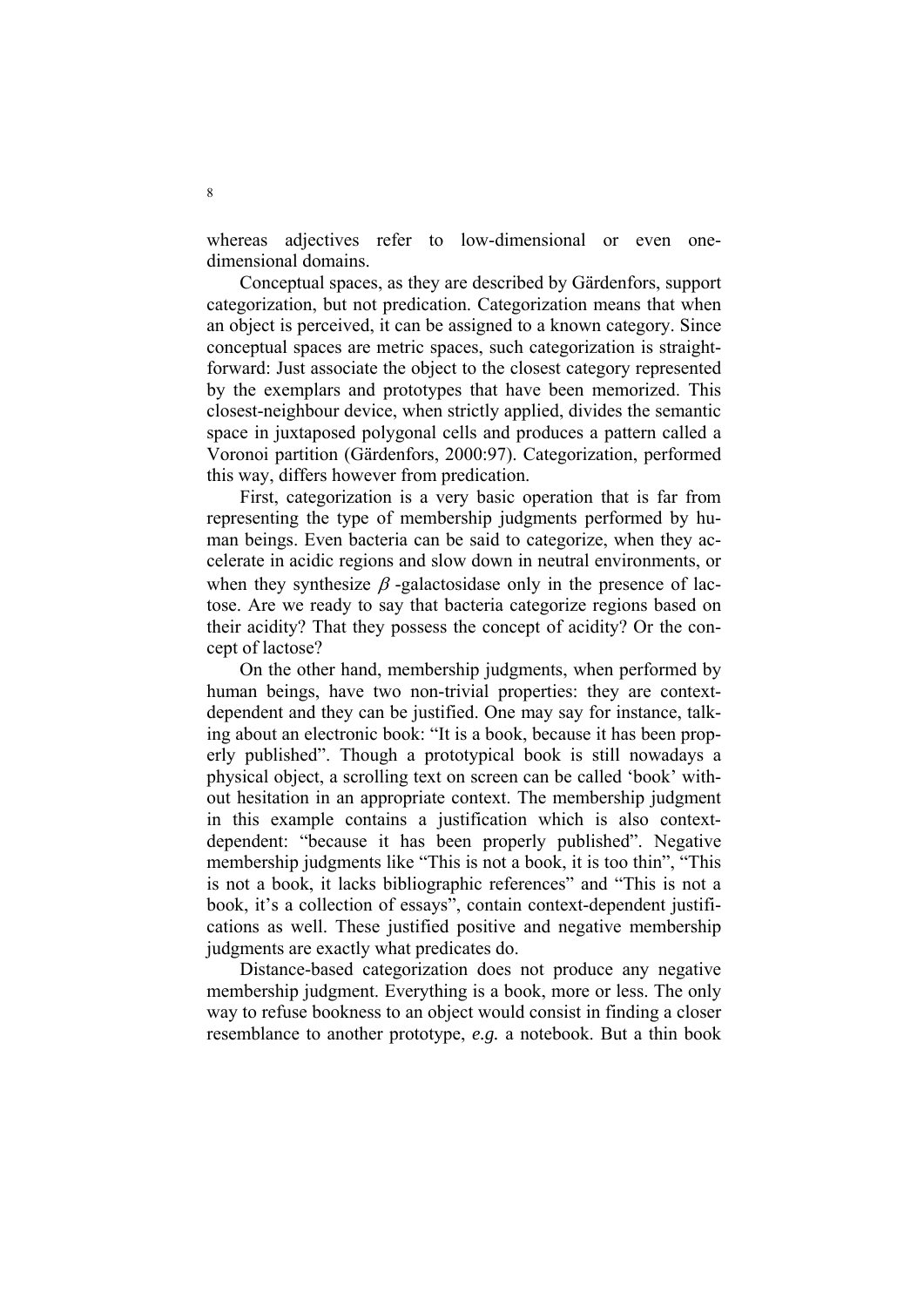whereas adjectives refer to low-dimensional or even one-dimensional domains.

Conceptual spaces, as they are described by Gärdenfors, support categorization, but not predication. Categorization means that when an object is perceived, it can be assigned to a known category. Since conceptual spaces are metric spaces, such categorization is straightforward: Just associate the object to the closest category represented by the exemplars and prototypes that have been memorized. This closest-neighbour device, when strictly applied, divides the semantic space in juxtaposed polygonal cells and produces a pattern called a Voronoi partition (Gärdenfors, 2000:97). Categorization, performed this way, differs however from predication.

First, categorization is a very basic operation that is far from representing the type of membership judgments performed by human beings. Even bacteria can be said to categorize, when they accelerate in acidic regions and slow down in neutral environments, or when they synthesize $\beta$-galactosidase only in the presence of lactose. Are we ready to say that bacteria categorize regions based on their acidity? That they possess the concept of acidity? Or the concept of lactose?

On the other hand, membership judgments, when performed by human beings, have two non-trivial properties: they are context-dependent and they can be justified. One may say for instance, talking about an electronic book: "It is a book, because it has been properly published". Though a prototypical book is still nowadays a physical object, a scrolling text on screen can be called 'book' without hesitation in an appropriate context. The membership judgment in this example contains a justification which is also context-dependent: "because it has been properly published". Negative membership judgments like "This is not a book, it is too thin", "This is not a book, it lacks bibliographic references" and "This is not a book, it's a collection of essays", contain context-dependent justifications as well. These justified positive and negative membership judgments are exactly what predicates do.

Distance-based categorization does not produce any negative membership judgment. Everything is a book, more or less. The only way to refuse bookness to an object would consist in finding a closer resemblance to another prototype, *e.g.* a notebook. But a thin book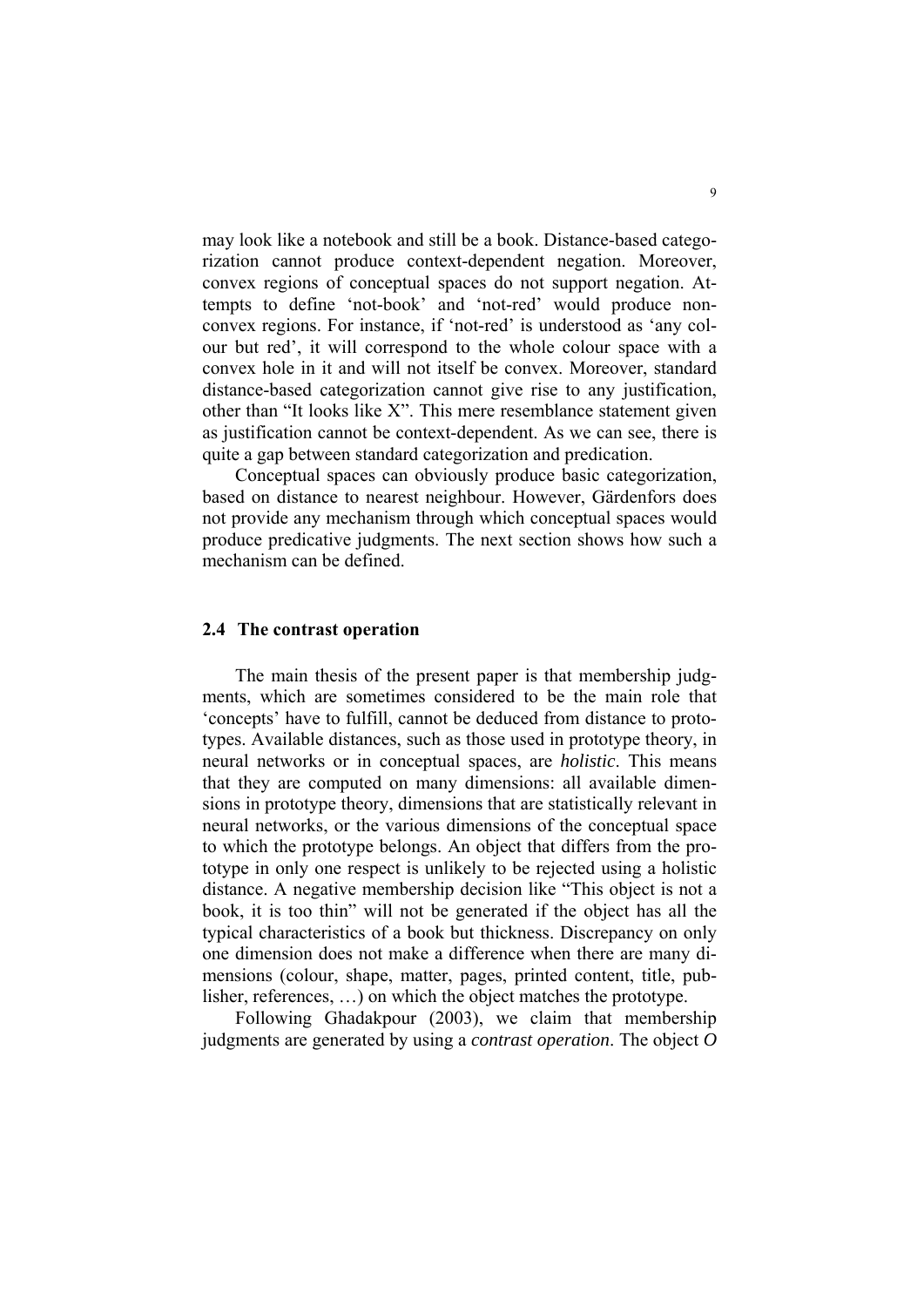may look like a notebook and still be a book. Distance-based categorization cannot produce context-dependent negation. Moreover, convex regions of conceptual spaces do not support negation. Attempts to define 'not-book' and 'not-red' would produce non-convex regions. For instance, if 'not-red' is understood as 'any colour but red', it will correspond to the whole colour space with a convex hole in it and will not itself be convex. Moreover, standard distance-based categorization cannot give rise to any justification, other than "It looks like X". This mere resemblance statement given as justification cannot be context-dependent. As we can see, there is quite a gap between standard categorization and predication.

Conceptual spaces can obviously produce basic categorization, based on distance to nearest neighbour. However, Gärdenfors does not provide any mechanism through which conceptual spaces would produce predicative judgments. The next section shows how such a mechanism can be defined.

### 2.4 The contrast operation

The main thesis of the present paper is that membership judgments, which are sometimes considered to be the main role that 'concepts' have to fulfill, cannot be deduced from distance to prototypes. Available distances, such as those used in prototype theory, in neural networks or in conceptual spaces, are *holistic*. This means that they are computed on many dimensions: all available dimensions in prototype theory, dimensions that are statistically relevant in neural networks, or the various dimensions of the conceptual space to which the prototype belongs. An object that differs from the prototype in only one respect is unlikely to be rejected using a holistic distance. A negative membership decision like "This object is not a book, it is too thin" will not be generated if the object has all the typical characteristics of a book but thickness. Discrepancy on only one dimension does not make a difference when there are many dimensions (colour, shape, matter, pages, printed content, title, publisher, references, …) on which the object matches the prototype.

Following Ghadakpour (2003), we claim that membership judgments are generated by using a *contrast operation*. The object *O*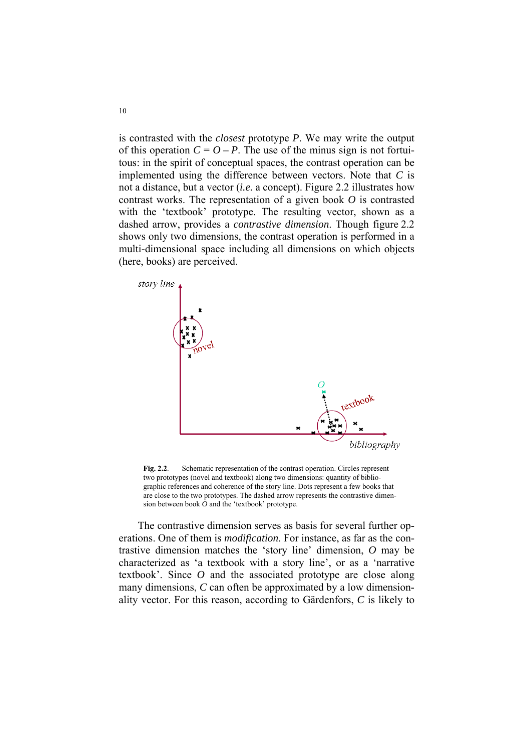is contrasted with the *closest* prototype $P$. We may write the output of this operation $C = O - P$. The use of the minus sign is not fortuitous: in the spirit of conceptual spaces, the contrast operation can be implemented using the difference between vectors. Note that $C$ is not a distance, but a vector (*i.e.* a concept). Figure 2.2 illustrates how contrast works. The representation of a given book $O$ is contrasted with the 'textbook' prototype. The resulting vector, shown as a dashed arrow, provides a *contrastive dimension*. Though figure 2.2 shows only two dimensions, the contrast operation is performed in a multi-dimensional space including all dimensions on which objects (here, books) are perceived.

**Fig. 2.2**. Schematic representation of the contrast operation. Circles represent two prototypes (novel and textbook) along two dimensions: quantity of bibliographic references and coherence of the story line. Dots represent a few books that are close to the two prototypes. The dashed arrow represents the contrastive dimension between book $O$ and the 'textbook' prototype.

The contrastive dimension serves as basis for several further operations. One of them is *modification*. For instance, as far as the contrastive dimension matches the 'story line' dimension, $O$ may be characterized as 'a textbook with a story line', or as a 'narrative textbook'. Since $O$ and the associated prototype are close along many dimensions, $C$ can often be approximated by a low dimensionality vector. For this reason, according to Gärdenfors, $C$ is likely to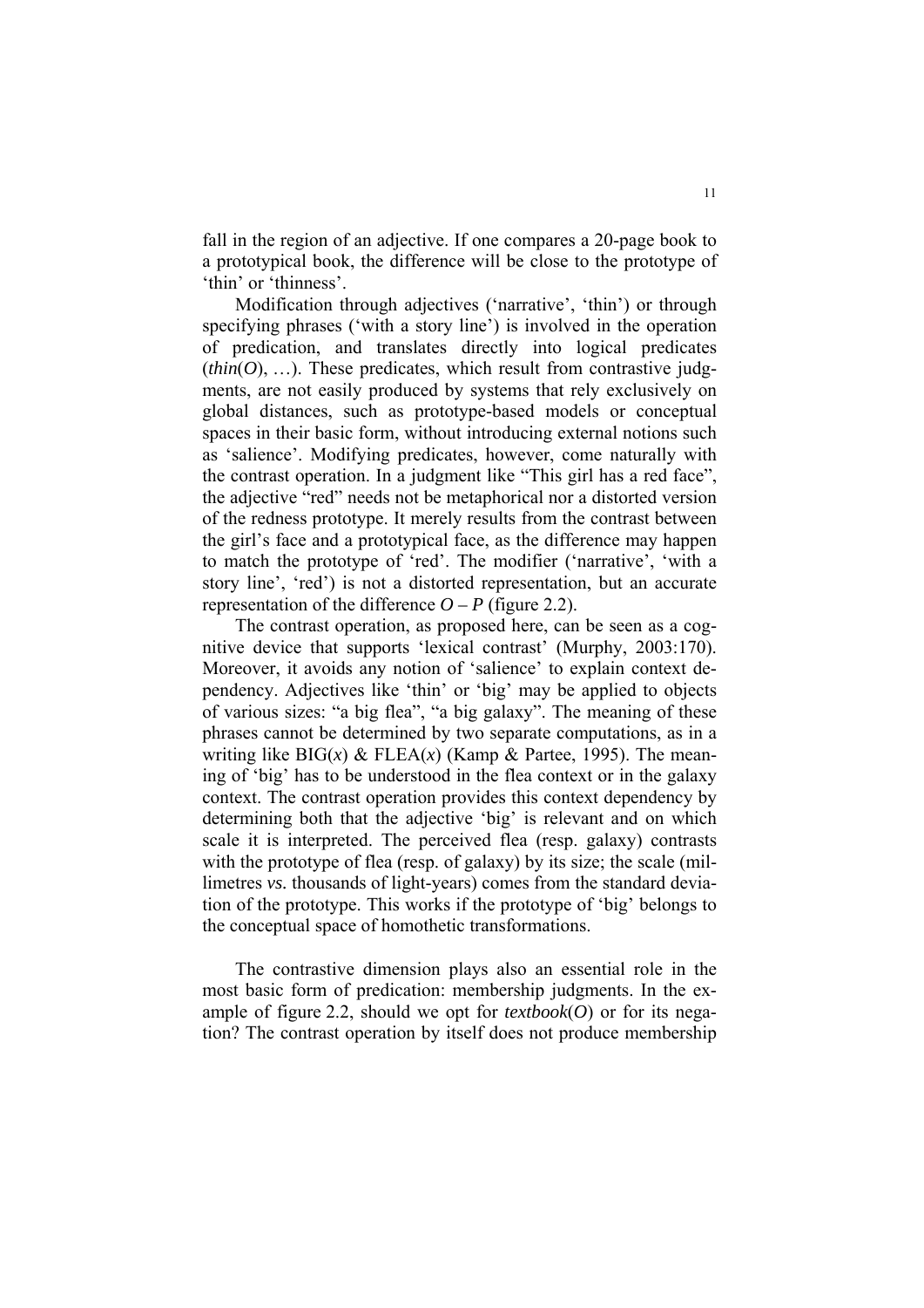fall in the region of an adjective. If one compares a 20-page book to a prototypical book, the difference will be close to the prototype of 'thin' or 'thinness'.

Modification through adjectives ('narrative', 'thin') or through specifying phrases ('with a story line') is involved in the operation of predication, and translates directly into logical predicates (*thin*(*O*), …). These predicates, which result from contrastive judgments, are not easily produced by systems that rely exclusively on global distances, such as prototype-based models or conceptual spaces in their basic form, without introducing external notions such as 'salience'. Modifying predicates, however, come naturally with the contrast operation. In a judgment like "This girl has a red face", the adjective "red" needs not be metaphorical nor a distorted version of the redness prototype. It merely results from the contrast between the girl's face and a prototypical face, as the difference may happen to match the prototype of 'red'. The modifier ('narrative', 'with a story line', 'red') is not a distorted representation, but an accurate representation of the difference $O - P$ (figure 2.2).

The contrast operation, as proposed here, can be seen as a cognitive device that supports 'lexical contrast' (Murphy, 2003:170). Moreover, it avoids any notion of 'salience' to explain context dependency. Adjectives like 'thin' or 'big' may be applied to objects of various sizes: "a big flea", "a big galaxy". The meaning of these phrases cannot be determined by two separate computations, as in a writing like BIG($x$) & FLEA($x$) (Kamp & Partee, 1995). The meaning of 'big' has to be understood in the flea context or in the galaxy context. The contrast operation provides this context dependency by determining both that the adjective 'big' is relevant and on which scale it is interpreted. The perceived flea (resp. galaxy) contrasts with the prototype of flea (resp. of galaxy) by its size; the scale (millimetres *vs.* thousands of light-years) comes from the standard deviation of the prototype. This works if the prototype of 'big' belongs to the conceptual space of homothetic transformations.

The contrastive dimension plays also an essential role in the most basic form of predication: membership judgments. In the example of figure 2.2, should we opt for *textbook*(*O*) or for its negation? The contrast operation by itself does not produce membership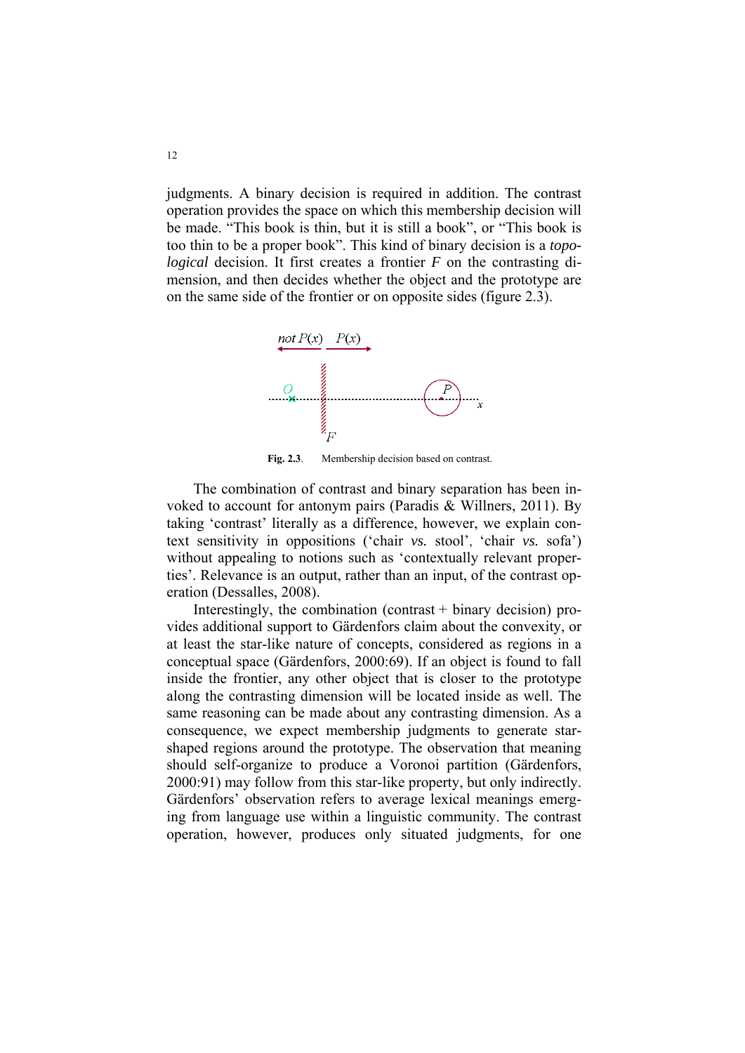judgments. A binary decision is required in addition. The contrast operation provides the space on which this membership decision will be made. "This book is thin, but it is still a book", or "This book is too thin to be a proper book". This kind of binary decision is a *topological* decision. It first creates a frontier $F$ on the contrasting dimension, and then decides whether the object and the prototype are on the same side of the frontier or on opposite sides (figure 2.3).

**Fig. 2.3**. Membership decision based on contrast.

The combination of contrast and binary separation has been invoked to account for antonym pairs (Paradis & Willners, 2011). By taking 'contrast' literally as a difference, however, we explain context sensitivity in oppositions ('chair *vs.* stool', 'chair *vs.* sofa') without appealing to notions such as 'contextually relevant properties'. Relevance is an output, rather than an input, of the contrast operation (Dessalles, 2008).

Interestingly, the combination (contrast + binary decision) provides additional support to Gärdenfors claim about the convexity, or at least the star-like nature of concepts, considered as regions in a conceptual space (Gärdenfors, 2000:69). If an object is found to fall inside the frontier, any other object that is closer to the prototype along the contrasting dimension will be located inside as well. The same reasoning can be made about any contrasting dimension. As a consequence, we expect membership judgments to generate star-shaped regions around the prototype. The observation that meaning should self-organize to produce a Voronoi partition (Gärdenfors, 2000:91) may follow from this star-like property, but only indirectly. Gärdenfors' observation refers to average lexical meanings emerging from language use within a linguistic community. The contrast operation, however, produces only situated judgments, for one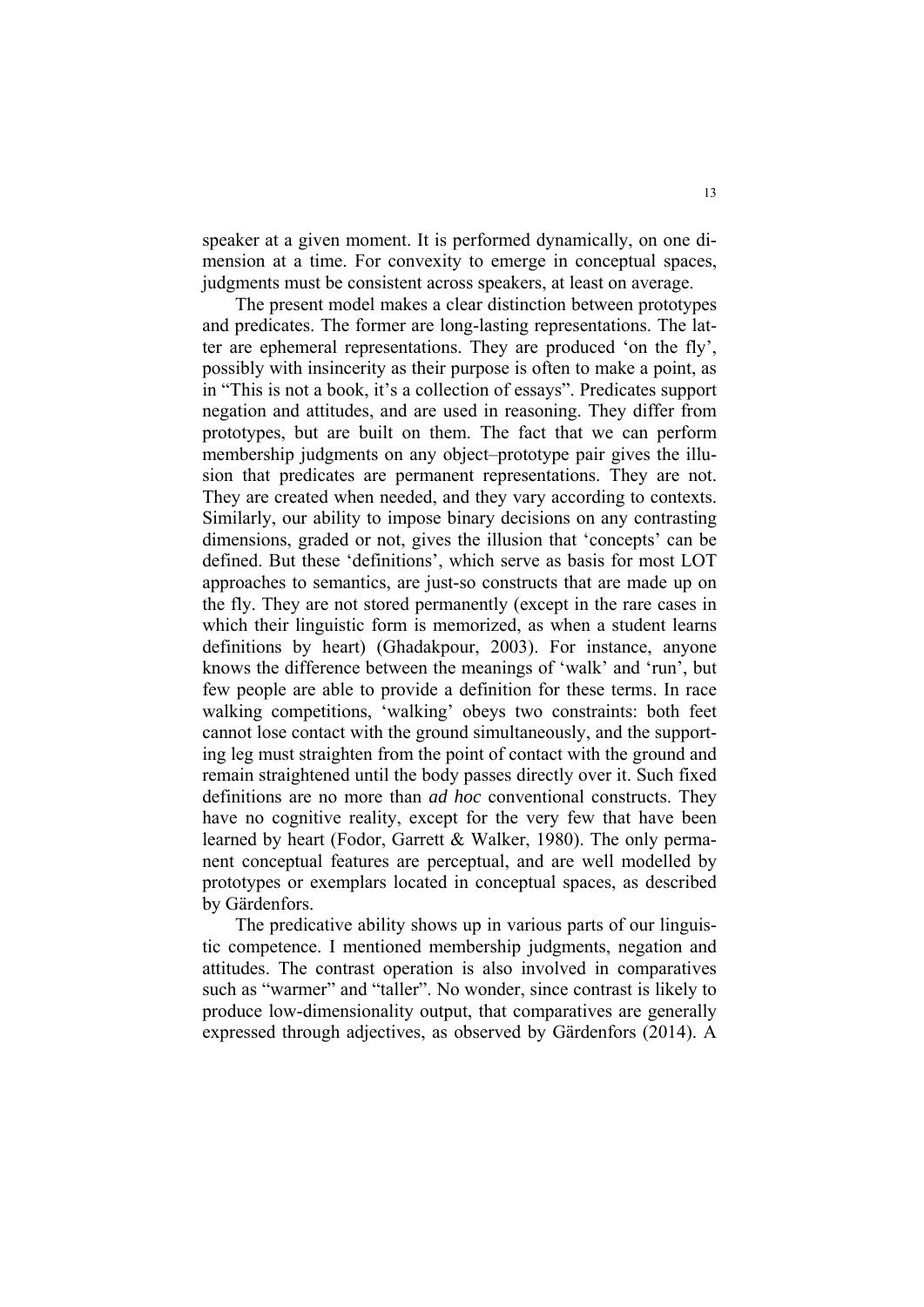speaker at a given moment. It is performed dynamically, on one dimension at a time. For convexity to emerge in conceptual spaces, judgments must be consistent across speakers, at least on average.

The present model makes a clear distinction between prototypes and predicates. The former are long-lasting representations. The latter are ephemeral representations. They are produced 'on the fly', possibly with insincerity as their purpose is often to make a point, as in "This is not a book, it's a collection of essays". Predicates support negation and attitudes, and are used in reasoning. They differ from prototypes, but are built on them. The fact that we can perform membership judgments on any object–prototype pair gives the illusion that predicates are permanent representations. They are not. They are created when needed, and they vary according to contexts. Similarly, our ability to impose binary decisions on any contrasting dimensions, graded or not, gives the illusion that 'concepts' can be defined. But these 'definitions', which serve as basis for most LOT approaches to semantics, are just-so constructs that are made up on the fly. They are not stored permanently (except in the rare cases in which their linguistic form is memorized, as when a student learns definitions by heart) (Ghadakpour, 2003). For instance, anyone knows the difference between the meanings of 'walk' and 'run', but few people are able to provide a definition for these terms. In race walking competitions, 'walking' obeys two constraints: both feet cannot lose contact with the ground simultaneously, and the supporting leg must straighten from the point of contact with the ground and remain straightened until the body passes directly over it. Such fixed definitions are no more than *ad hoc* conventional constructs. They have no cognitive reality, except for the very few that have been learned by heart (Fodor, Garrett & Walker, 1980). The only permanent conceptual features are perceptual, and are well modelled by prototypes or exemplars located in conceptual spaces, as described by Gärdenfors.

The predicative ability shows up in various parts of our linguistic competence. I mentioned membership judgments, negation and attitudes. The contrast operation is also involved in comparatives such as "warmer" and "taller". No wonder, since contrast is likely to produce low-dimensionality output, that comparatives are generally expressed through adjectives, as observed by Gärdenfors (2014). A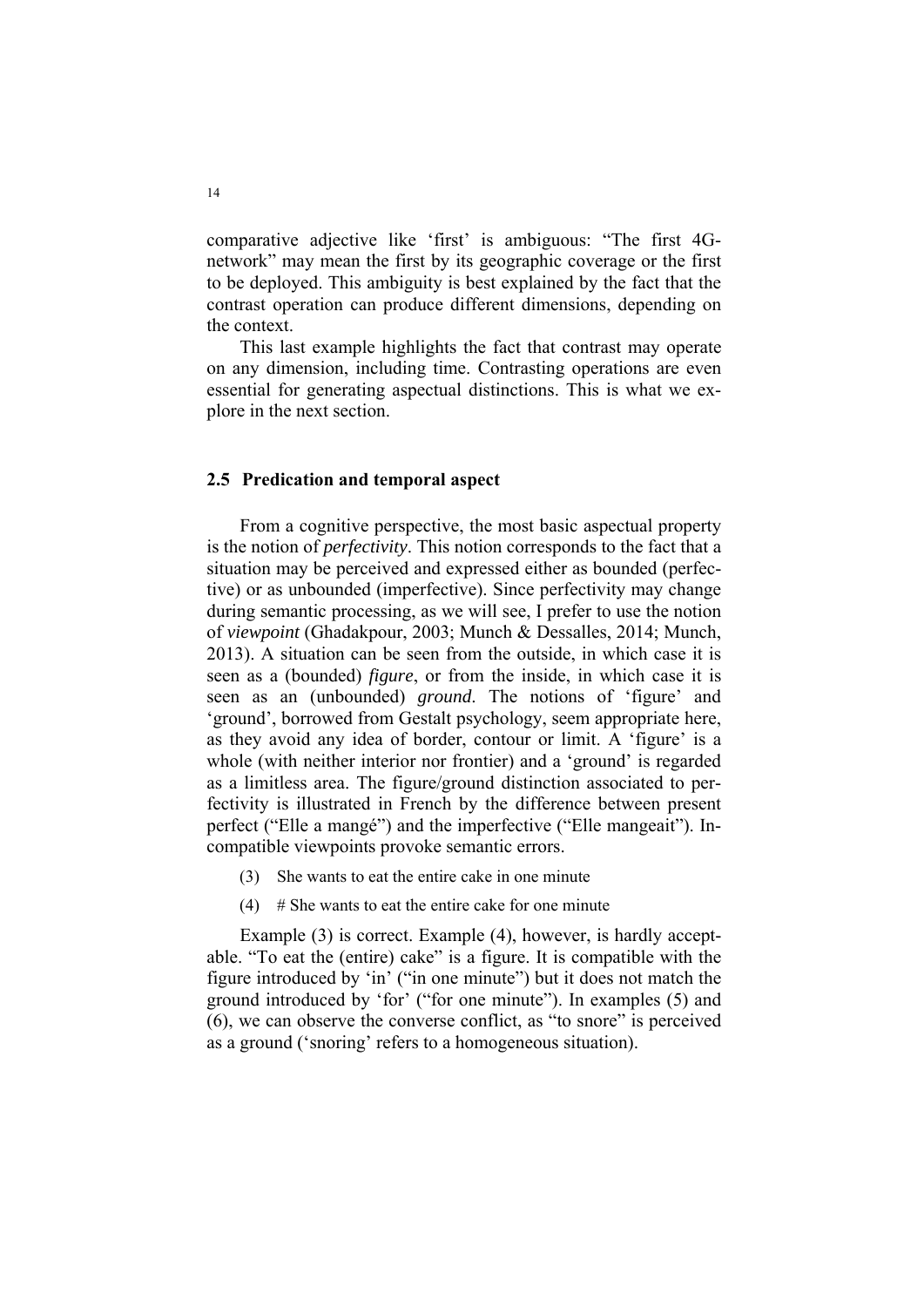comparative adjective like 'first' is ambiguous: "The first 4G-network" may mean the first by its geographic coverage or the first to be deployed. This ambiguity is best explained by the fact that the contrast operation can produce different dimensions, depending on the context.

This last example highlights the fact that contrast may operate on any dimension, including time. Contrasting operations are even essential for generating aspectual distinctions. This is what we explore in the next section.

## 2.5 Predication and temporal aspect

From a cognitive perspective, the most basic aspectual property is the notion of *perfectivity*. This notion corresponds to the fact that a situation may be perceived and expressed either as bounded (perfective) or as unbounded (imperfective). Since perfectivity may change during semantic processing, as we will see, I prefer to use the notion of *viewpoint* (Ghadakpour, 2003; Munch & Dessalles, 2014; Munch, 2013). A situation can be seen from the outside, in which case it is seen as a (bounded) *figure*, or from the inside, in which case it is seen as an (unbounded) *ground*. The notions of 'figure' and 'ground', borrowed from Gestalt psychology, seem appropriate here, as they avoid any idea of border, contour or limit. A 'figure' is a whole (with neither interior nor frontier) and a 'ground' is regarded as a limitless area. The figure/ground distinction associated to perfectivity is illustrated in French by the difference between present perfect ("Elle a mangé") and the imperfective ("Elle mangeait"). Incompatible viewpoints provoke semantic errors.

(3) She wants to eat the entire cake in one minute

(4) # She wants to eat the entire cake for one minute

Example (3) is correct. Example (4), however, is hardly acceptable. "To eat the (entire) cake" is a figure. It is compatible with the figure introduced by 'in' ("in one minute") but it does not match the ground introduced by 'for' ("for one minute"). In examples (5) and (6), we can observe the converse conflict, as "to snore" is perceived as a ground ('snoring' refers to a homogeneous situation).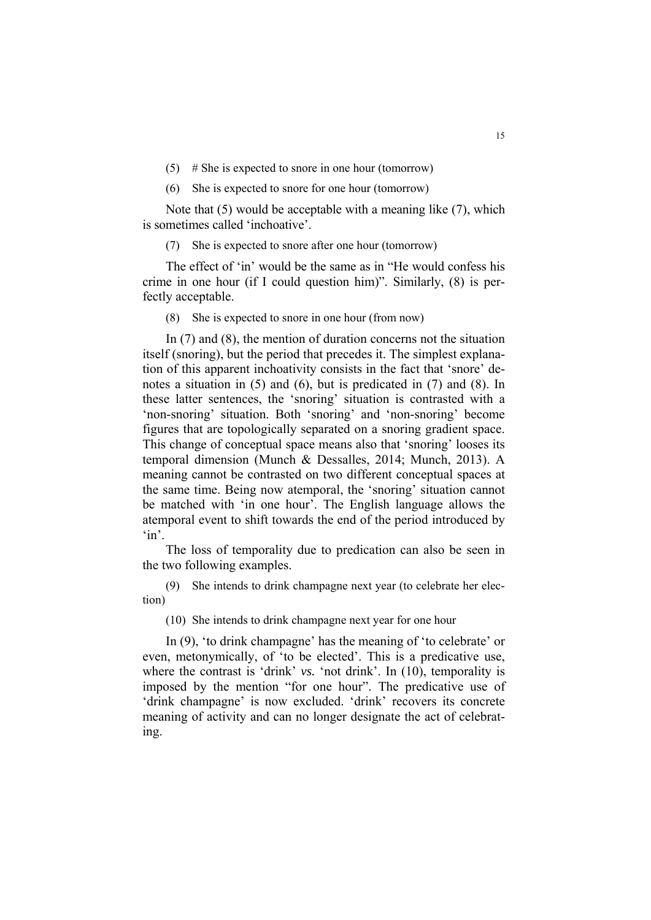(5) # She is expected to snore in one hour (tomorrow)

(6) She is expected to snore for one hour (tomorrow)

Note that (5) would be acceptable with a meaning like (7), which is sometimes called 'inchoative'.

(7) She is expected to snore after one hour (tomorrow)

The effect of 'in' would be the same as in "He would confess his crime in one hour (if I could question him)". Similarly, (8) is perfectly acceptable.

(8) She is expected to snore in one hour (from now)

In (7) and (8), the mention of duration concerns not the situation itself (snoring), but the period that precedes it. The simplest explanation of this apparent inchoativity consists in the fact that 'snore' denotes a situation in (5) and (6), but is predicated in (7) and (8). In these latter sentences, the 'snoring' situation is contrasted with a 'non-snoring' situation. Both 'snoring' and 'non-snoring' become figures that are topologically separated on a snoring gradient space. This change of conceptual space means also that 'snoring' looses its temporal dimension (Munch & Dessalles, 2014; Munch, 2013). A meaning cannot be contrasted on two different conceptual spaces at the same time. Being now atemporal, the 'snoring' situation cannot be matched with 'in one hour'. The English language allows the atemporal event to shift towards the end of the period introduced by 'in'.

The loss of temporality due to predication can also be seen in the two following examples.

(9) She intends to drink champagne next year (to celebrate her election)

(10) She intends to drink champagne next year for one hour

In (9), 'to drink champagne' has the meaning of 'to celebrate' or even, metonymically, of 'to be elected'. This is a predicative use, where the contrast is 'drink' *vs.* 'not drink'. In (10), temporality is imposed by the mention "for one hour". The predicative use of 'drink champagne' is now excluded. 'drink' recovers its concrete meaning of activity and can no longer designate the act of celebrating.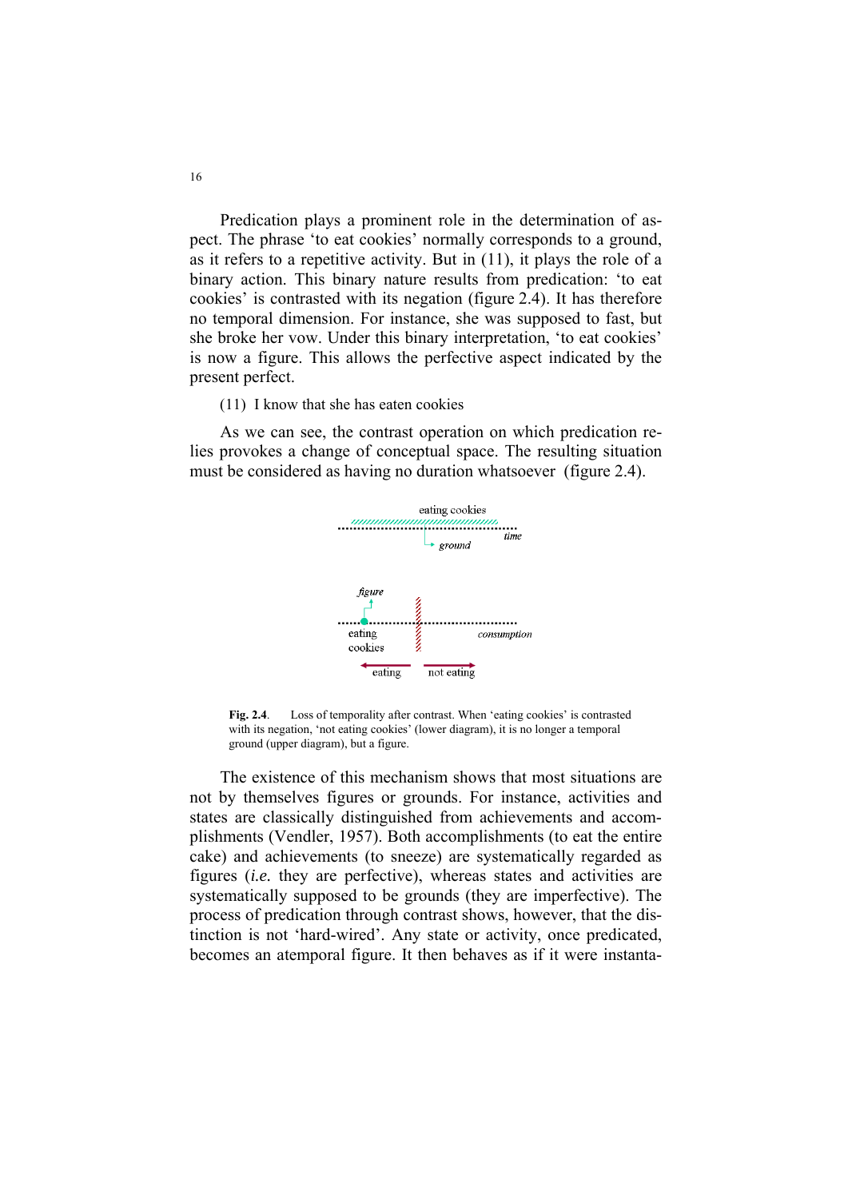Predication plays a prominent role in the determination of aspect. The phrase 'to eat cookies' normally corresponds to a ground, as it refers to a repetitive activity. But in (11), it plays the role of a binary action. This binary nature results from predication: 'to eat cookies' is contrasted with its negation (figure 2.4). It has therefore no temporal dimension. For instance, she was supposed to fast, but she broke her vow. Under this binary interpretation, 'to eat cookies' is now a figure. This allows the perfective aspect indicated by the present perfect.

(11) I know that she has eaten cookies

As we can see, the contrast operation on which predication relies provokes a change of conceptual space. The resulting situation must be considered as having no duration whatsoever (figure 2.4).

**Fig. 2.4**. Loss of temporality after contrast. When 'eating cookies' is contrasted with its negation, 'not eating cookies' (lower diagram), it is no longer a temporal ground (upper diagram), but a figure.

The existence of this mechanism shows that most situations are not by themselves figures or grounds. For instance, activities and states are classically distinguished from achievements and accomplishments (Vendler, 1957). Both accomplishments (to eat the entire cake) and achievements (to sneeze) are systematically regarded as figures (*i.e.* they are perfective), whereas states and activities are systematically supposed to be grounds (they are imperfective). The process of predication through contrast shows, however, that the distinction is not 'hard-wired'. Any state or activity, once predicated, becomes an atemporal figure. It then behaves as if it were instanta-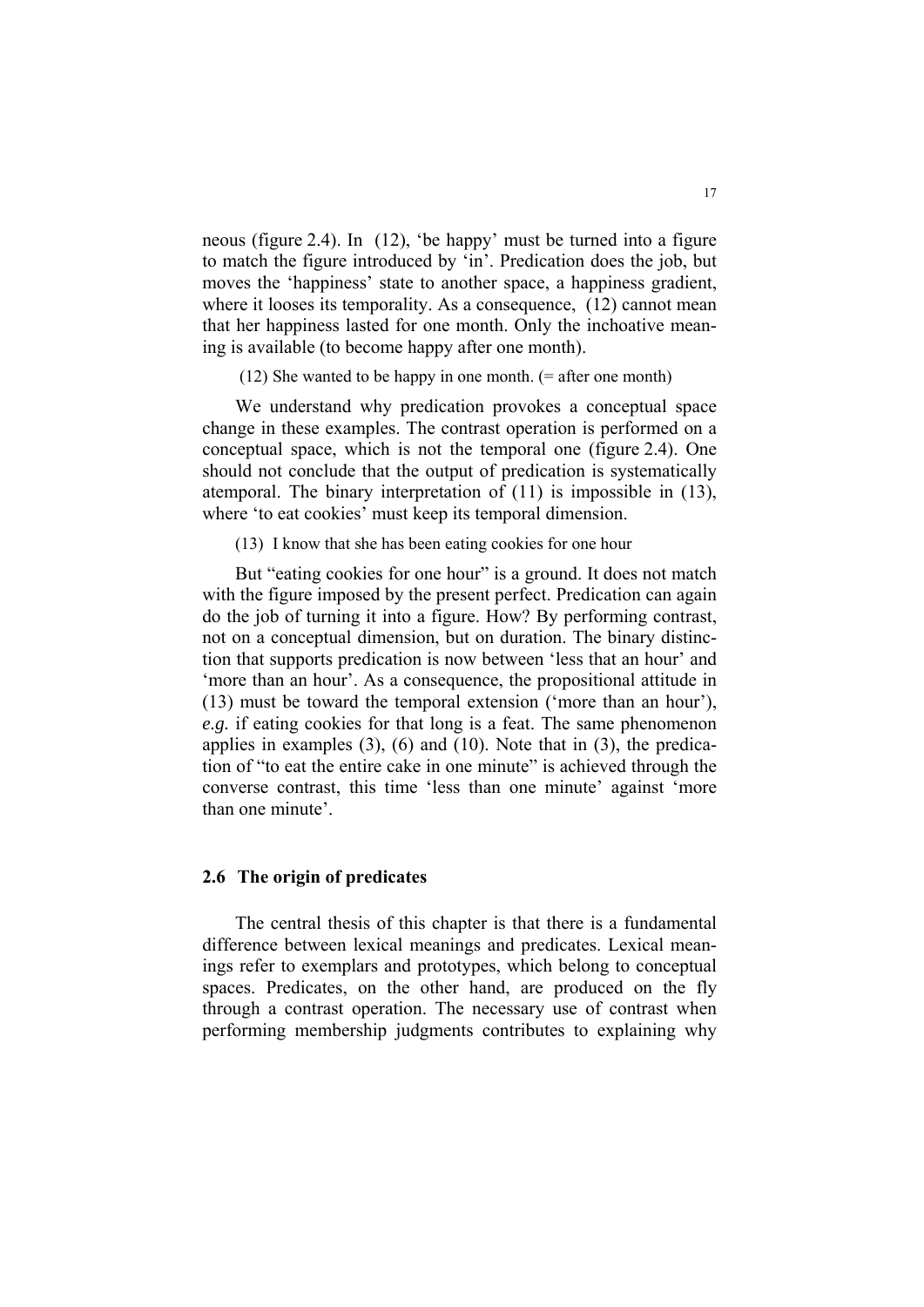neous (figure 2.4). In (12), 'be happy' must be turned into a figure to match the figure introduced by 'in'. Predication does the job, but moves the 'happiness' state to another space, a happiness gradient, where it looses its temporality. As a consequence, (12) cannot mean that her happiness lasted for one month. Only the inchoative meaning is available (to become happy after one month).

(12) She wanted to be happy in one month. (= after one month)

We understand why predication provokes a conceptual space change in these examples. The contrast operation is performed on a conceptual space, which is not the temporal one (figure 2.4). One should not conclude that the output of predication is systematically atemporal. The binary interpretation of (11) is impossible in (13), where 'to eat cookies' must keep its temporal dimension.

(13) I know that she has been eating cookies for one hour

But "eating cookies for one hour" is a ground. It does not match with the figure imposed by the present perfect. Predication can again do the job of turning it into a figure. How? By performing contrast, not on a conceptual dimension, but on duration. The binary distinction that supports predication is now between 'less that an hour' and 'more than an hour'. As a consequence, the propositional attitude in (13) must be toward the temporal extension ('more than an hour'), *e.g.* if eating cookies for that long is a feat. The same phenomenon applies in examples (3), (6) and (10). Note that in (3), the predication of "to eat the entire cake in one minute" is achieved through the converse contrast, this time 'less than one minute' against 'more than one minute'.

## 2.6 The origin of predicates

The central thesis of this chapter is that there is a fundamental difference between lexical meanings and predicates. Lexical meanings refer to exemplars and prototypes, which belong to conceptual spaces. Predicates, on the other hand, are produced on the fly through a contrast operation. The necessary use of contrast when performing membership judgments contributes to explaining why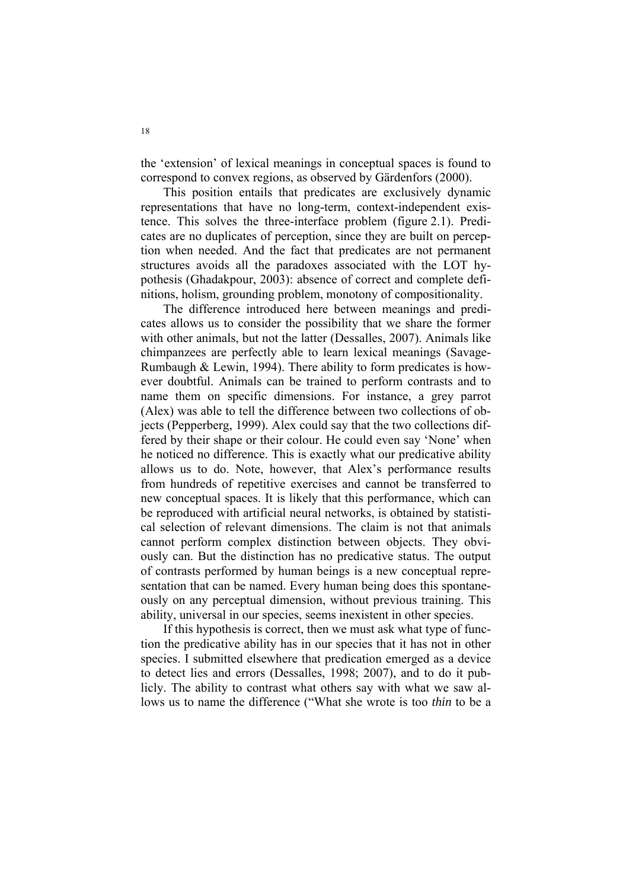the ‘extension’ of lexical meanings in conceptual spaces is found to correspond to convex regions, as observed by Gärdenfors (2000).

This position entails that predicates are exclusively dynamic representations that have no long-term, context-independent existence. This solves the three-interface problem (figure 2.1). Predicates are no duplicates of perception, since they are built on perception when needed. And the fact that predicates are not permanent structures avoids all the paradoxes associated with the LOT hypothesis (Ghadakpour, 2003): absence of correct and complete definitions, holism, grounding problem, monotony of compositionality.

The difference introduced here between meanings and predicates allows us to consider the possibility that we share the former with other animals, but not the latter (Dessalles, 2007). Animals like chimpanzees are perfectly able to learn lexical meanings (Savage-Rumbaugh & Lewin, 1994). There ability to form predicates is however doubtful. Animals can be trained to perform contrasts and to name them on specific dimensions. For instance, a grey parrot (Alex) was able to tell the difference between two collections of objects (Pepperberg, 1999). Alex could say that the two collections differed by their shape or their colour. He could even say ‘None’ when he noticed no difference. This is exactly what our predicative ability allows us to do. Note, however, that Alex’s performance results from hundreds of repetitive exercises and cannot be transferred to new conceptual spaces. It is likely that this performance, which can be reproduced with artificial neural networks, is obtained by statistical selection of relevant dimensions. The claim is not that animals cannot perform complex distinction between objects. They obviously can. But the distinction has no predicative status. The output of contrasts performed by human beings is a new conceptual representation that can be named. Every human being does this spontaneously on any perceptual dimension, without previous training. This ability, universal in our species, seems inexistent in other species.

If this hypothesis is correct, then we must ask what type of function the predicative ability has in our species that it has not in other species. I submitted elsewhere that predication emerged as a device to detect lies and errors (Dessalles, 1998; 2007), and to do it publicly. The ability to contrast what others say with what we saw allows us to name the difference (“What she wrote is too *thin* to be a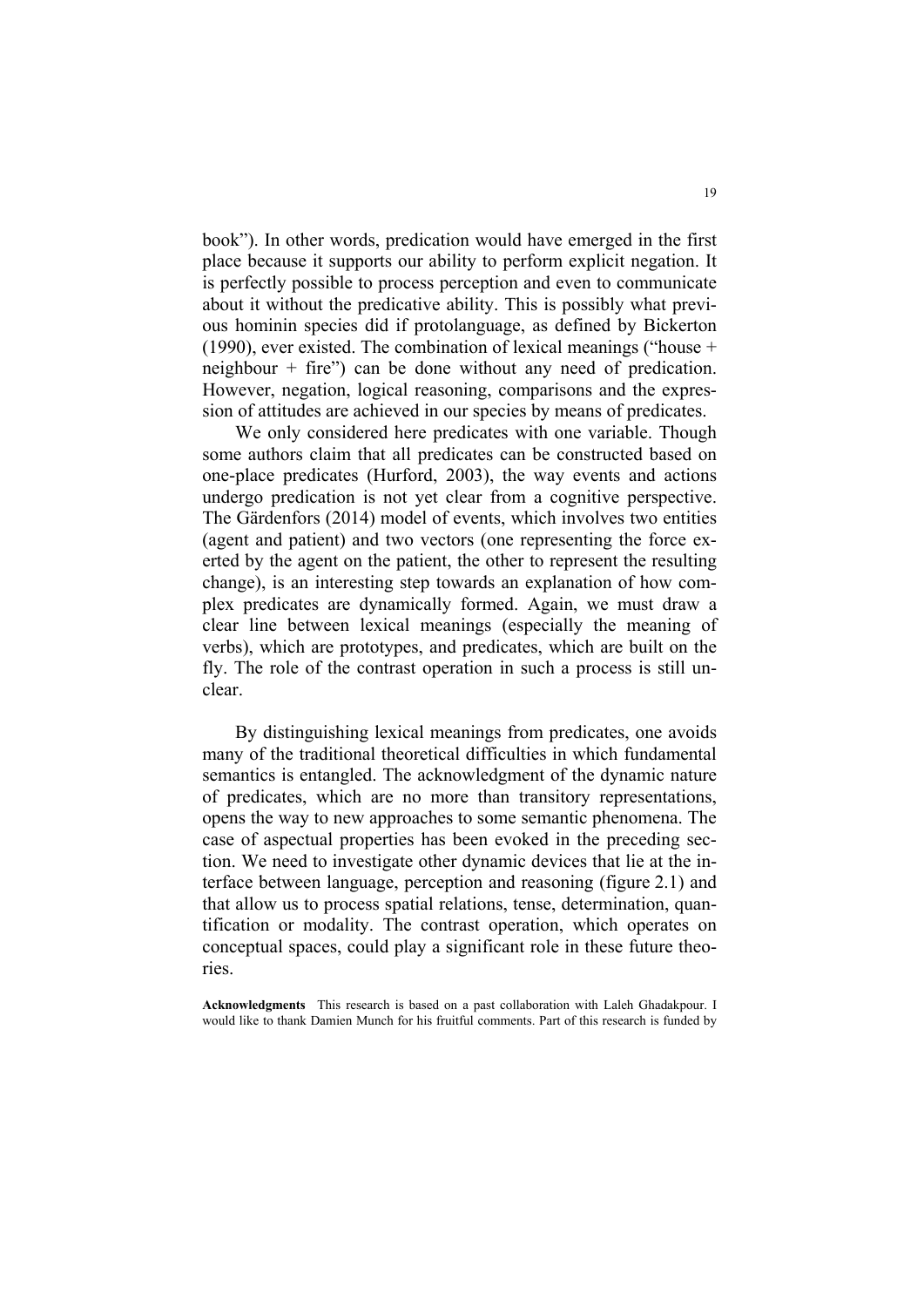book"). In other words, predication would have emerged in the first place because it supports our ability to perform explicit negation. It is perfectly possible to process perception and even to communicate about it without the predicative ability. This is possibly what previous hominin species did if protolanguage, as defined by Bickerton (1990), ever existed. The combination of lexical meanings ("house + neighbour + fire") can be done without any need of predication. However, negation, logical reasoning, comparisons and the expression of attitudes are achieved in our species by means of predicates.

We only considered here predicates with one variable. Though some authors claim that all predicates can be constructed based on one-place predicates (Hurford, 2003), the way events and actions undergo predication is not yet clear from a cognitive perspective. The Gärdenfors (2014) model of events, which involves two entities (agent and patient) and two vectors (one representing the force exerted by the agent on the patient, the other to represent the resulting change), is an interesting step towards an explanation of how complex predicates are dynamically formed. Again, we must draw a clear line between lexical meanings (especially the meaning of verbs), which are prototypes, and predicates, which are built on the fly. The role of the contrast operation in such a process is still unclear.

By distinguishing lexical meanings from predicates, one avoids many of the traditional theoretical difficulties in which fundamental semantics is entangled. The acknowledgment of the dynamic nature of predicates, which are no more than transitory representations, opens the way to new approaches to some semantic phenomena. The case of aspectual properties has been evoked in the preceding section. We need to investigate other dynamic devices that lie at the interface between language, perception and reasoning (figure 2.1) and that allow us to process spatial relations, tense, determination, quantification or modality. The contrast operation, which operates on conceptual spaces, could play a significant role in these future theories.

**Acknowledgments** This research is based on a past collaboration with Laleh Ghadakpour. I would like to thank Damien Munch for his fruitful comments. Part of this research is funded by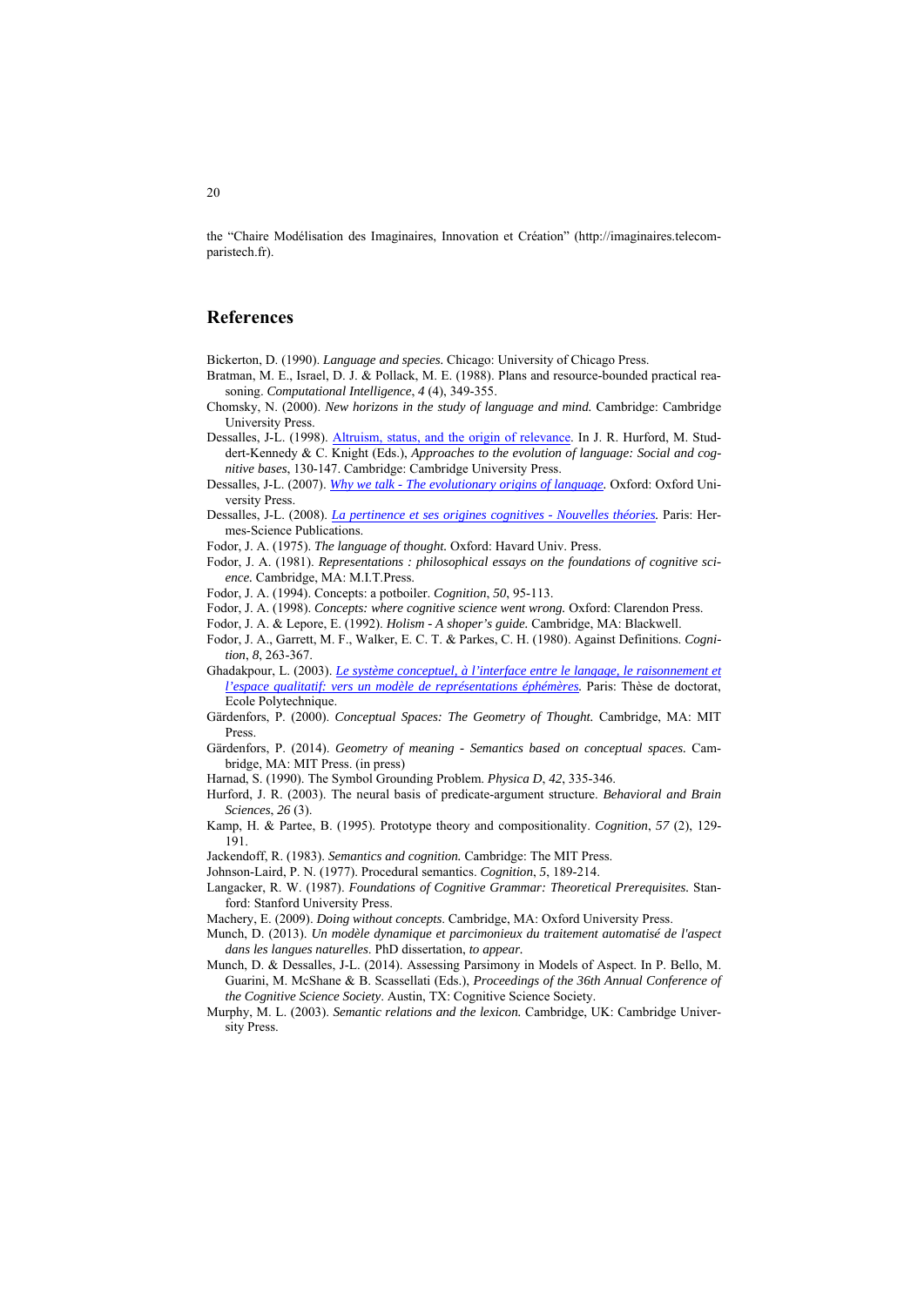the "Chaire Modélisation des Imaginaires, Innovation et Création" (http://imaginaires.telecom-paristech.fr).

## References

Bickerton, D. (1990). *Language and species.* Chicago: University of Chicago Press.

Bratman, M. E., Israel, D. J. & Pollack, M. E. (1988). Plans and resource-bounded practical reasoning. *Computational Intelligence*, *4* (4), 349-355.

Chomsky, N. (2000). *New horizons in the study of language and mind.* Cambridge: Cambridge University Press.

Dessalles, J-L. (1998). Altruism, status, and the origin of relevance. In J. R. Hurford, M. Studdert-Kennedy & C. Knight (Eds.), *Approaches to the evolution of language: Social and cognitive bases*, 130-147. Cambridge: Cambridge University Press.

Dessalles, J-L. (2007). *Why we talk - The evolutionary origins of language.* Oxford: Oxford University Press.

Dessalles, J-L. (2008). *La pertinence et ses origines cognitives - Nouvelles théories.* Paris: Hermes-Science Publications.

Fodor, J. A. (1975). *The language of thought.* Oxford: Havard Univ. Press.

Fodor, J. A. (1981). *Representations : philosophical essays on the foundations of cognitive science.* Cambridge, MA: M.I.T.Press.

Fodor, J. A. (1994). Concepts: a potboiler. *Cognition*, *50*, 95-113.

Fodor, J. A. (1998). *Concepts: where cognitive science went wrong.* Oxford: Clarendon Press.

Fodor, J. A. & Lepore, E. (1992). *Holism - A shoper's guide.* Cambridge, MA: Blackwell.

Fodor, J. A., Garrett, M. F., Walker, E. C. T. & Parkes, C. H. (1980). Against Definitions. *Cognition*, *8*, 263-367.

Ghadakpour, L. (2003). *Le système conceptuel, à l'interface entre le langage, le raisonnement et l'espace qualitatif: vers un modèle de représentations éphémères.* Paris: Thèse de doctorat, Ecole Polytechnique.

Gärdenfors, P. (2000). *Conceptual Spaces: The Geometry of Thought.* Cambridge, MA: MIT Press.

Gärdenfors, P. (2014). *Geometry of meaning - Semantics based on conceptual spaces.* Cambridge, MA: MIT Press. (in press)

Harnad, S. (1990). The Symbol Grounding Problem. *Physica D*, *42*, 335-346.

Hurford, J. R. (2003). The neural basis of predicate-argument structure. *Behavioral and Brain Sciences*, *26* (3).

Kamp, H. & Partee, B. (1995). Prototype theory and compositionality. *Cognition*, *57* (2), 129-191.

Jackendoff, R. (1983). *Semantics and cognition.* Cambridge: The MIT Press.

Johnson-Laird, P. N. (1977). Procedural semantics. *Cognition*, *5*, 189-214.

Langacker, R. W. (1987). *Foundations of Cognitive Grammar: Theoretical Prerequisites.* Stanford: Stanford University Press.

Machery, E. (2009). *Doing without concepts*. Cambridge, MA: Oxford University Press.

Munch, D. (2013). *Un modèle dynamique et parcimonieux du traitement automatisé de l'aspect dans les langues naturelles*. PhD dissertation, *to appear.*

Munch, D. & Dessalles, J-L. (2014). Assessing Parsimony in Models of Aspect. In P. Bello, M. Guarini, M. McShane & B. Scassellati (Eds.), *Proceedings of the 36th Annual Conference of the Cognitive Science Society*. Austin, TX: Cognitive Science Society.

Murphy, M. L. (2003). *Semantic relations and the lexicon.* Cambridge, UK: Cambridge University Press.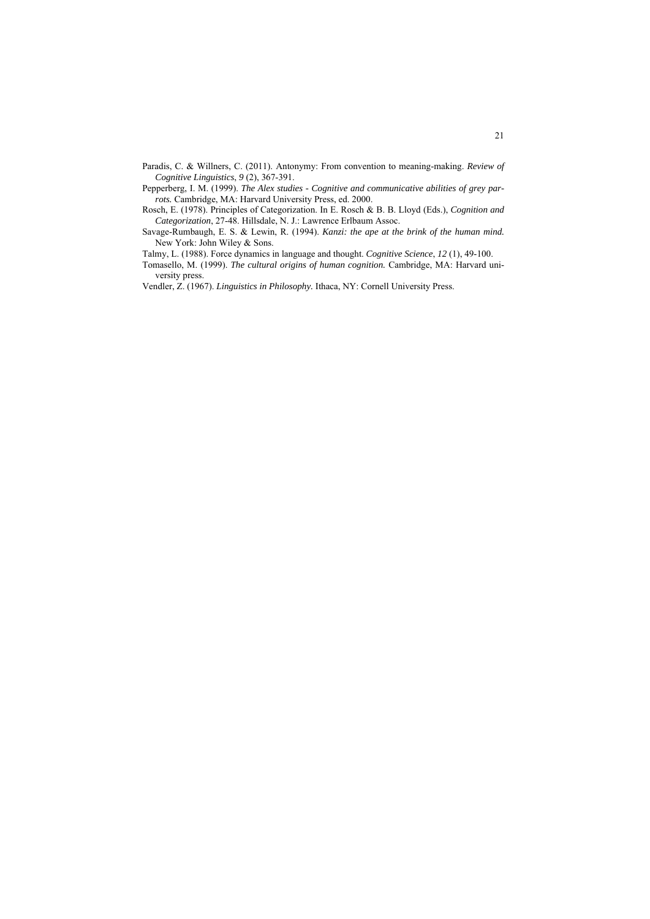Paradis, C. & Willners, C. (2011). Antonymy: From convention to meaning-making. *Review of Cognitive Linguistics*, *9* (2), 367-391.

Pepperberg, I. M. (1999). *The Alex studies - Cognitive and communicative abilities of grey parrots.* Cambridge, MA: Harvard University Press, ed. 2000.

Rosch, E. (1978). Principles of Categorization. In E. Rosch & B. B. Lloyd (Eds.), *Cognition and Categorization*, 27-48. Hillsdale, N. J.: Lawrence Erlbaum Assoc.

Savage-Rumbaugh, E. S. & Lewin, R. (1994). *Kanzi: the ape at the brink of the human mind.* New York: John Wiley & Sons.

Talmy, L. (1988). Force dynamics in language and thought. *Cognitive Science*, *12* (1), 49-100.

Tomasello, M. (1999). *The cultural origins of human cognition.* Cambridge, MA: Harvard university press.

Vendler, Z. (1967). *Linguistics in Philosophy.* Ithaca, NY: Cornell University Press.